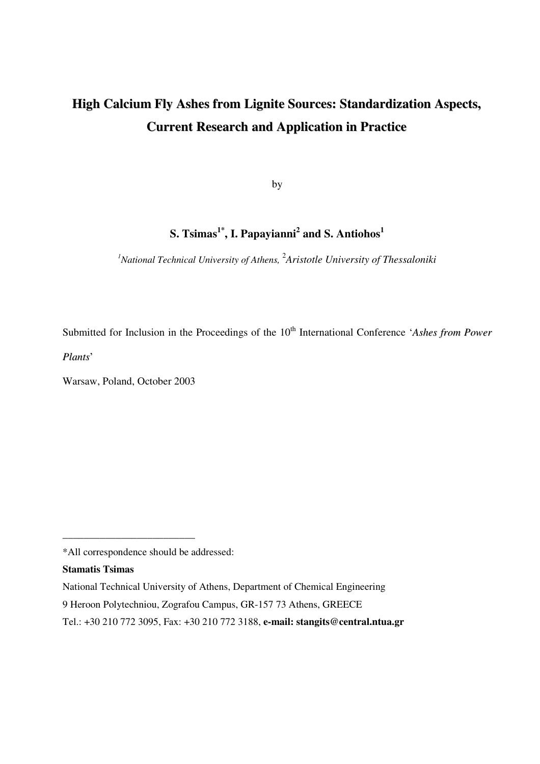# High Calcium Fly Ashes from Lignite Sources: Standardization Aspects, Current Research and Application in Practice

by

**S. Tsimas[1*], I. Papayianni[2] and S. Antiohos[1]**

*[1]National Technical University of Athens, [2]Aristotle University of Thessaloniki*

Submitted for Inclusion in the Proceedings of the 10th International Conference '*Ashes from Power Plants*'

Warsaw, Poland, October 2003

---

*All correspondence should be addressed:

**Stamatis Tsimas**

National Technical University of Athens, Department of Chemical Engineering

9 Heroon Polytechniou, Zografou Campus, GR-157 73 Athens, GREECE

Tel.: +30 210 772 3095, Fax: +30 210 772 3188, **e-mail: stangits@central.ntua.gr**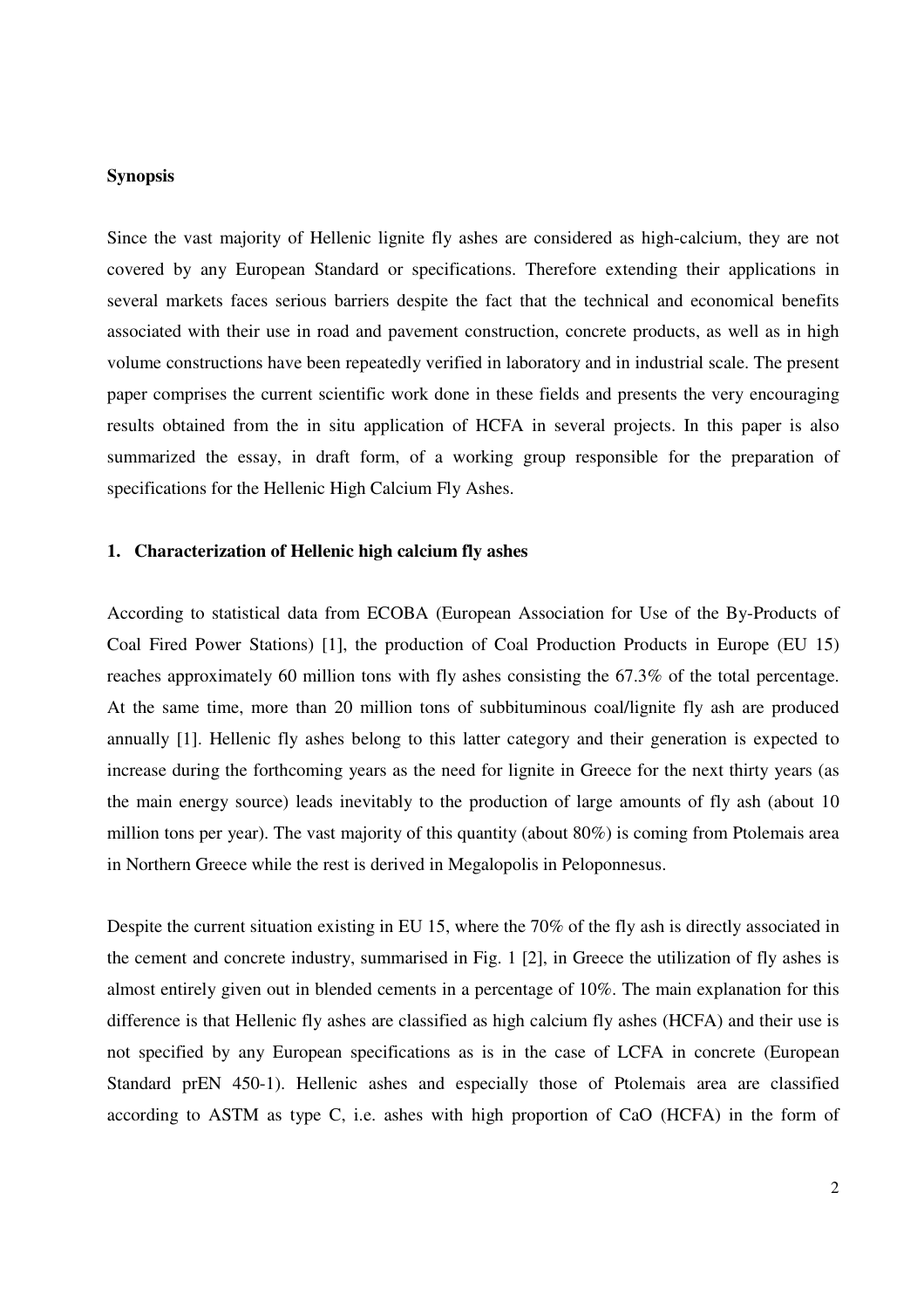**Synopsis**

Since the vast majority of Hellenic lignite fly ashes are considered as high-calcium, they are not covered by any European Standard or specifications. Therefore extending their applications in several markets faces serious barriers despite the fact that the technical and economical benefits associated with their use in road and pavement construction, concrete products, as well as in high volume constructions have been repeatedly verified in laboratory and in industrial scale. The present paper comprises the current scientific work done in these fields and presents the very encouraging results obtained from the in situ application of HCFA in several projects. In this paper is also summarized the essay, in draft form, of a working group responsible for the preparation of specifications for the Hellenic High Calcium Fly Ashes.

**1. Characterization of Hellenic high calcium fly ashes**

According to statistical data from ECOBA (European Association for Use of the By-Products of Coal Fired Power Stations) [1], the production of Coal Production Products in Europe (EU 15) reaches approximately 60 million tons with fly ashes consisting the 67.3% of the total percentage. At the same time, more than 20 million tons of subbituminous coal/lignite fly ash are produced annually [1]. Hellenic fly ashes belong to this latter category and their generation is expected to increase during the forthcoming years as the need for lignite in Greece for the next thirty years (as the main energy source) leads inevitably to the production of large amounts of fly ash (about 10 million tons per year). The vast majority of this quantity (about 80%) is coming from Ptolemais area in Northern Greece while the rest is derived in Megalopolis in Peloponnesus.

Despite the current situation existing in EU 15, where the 70% of the fly ash is directly associated in the cement and concrete industry, summarised in Fig. 1 [2], in Greece the utilization of fly ashes is almost entirely given out in blended cements in a percentage of 10%. The main explanation for this difference is that Hellenic fly ashes are classified as high calcium fly ashes (HCFA) and their use is not specified by any European specifications as is in the case of LCFA in concrete (European Standard prEN 450-1). Hellenic ashes and especially those of Ptolemais area are classified according to ASTM as type C, i.e. ashes with high proportion of CaO (HCFA) in the form of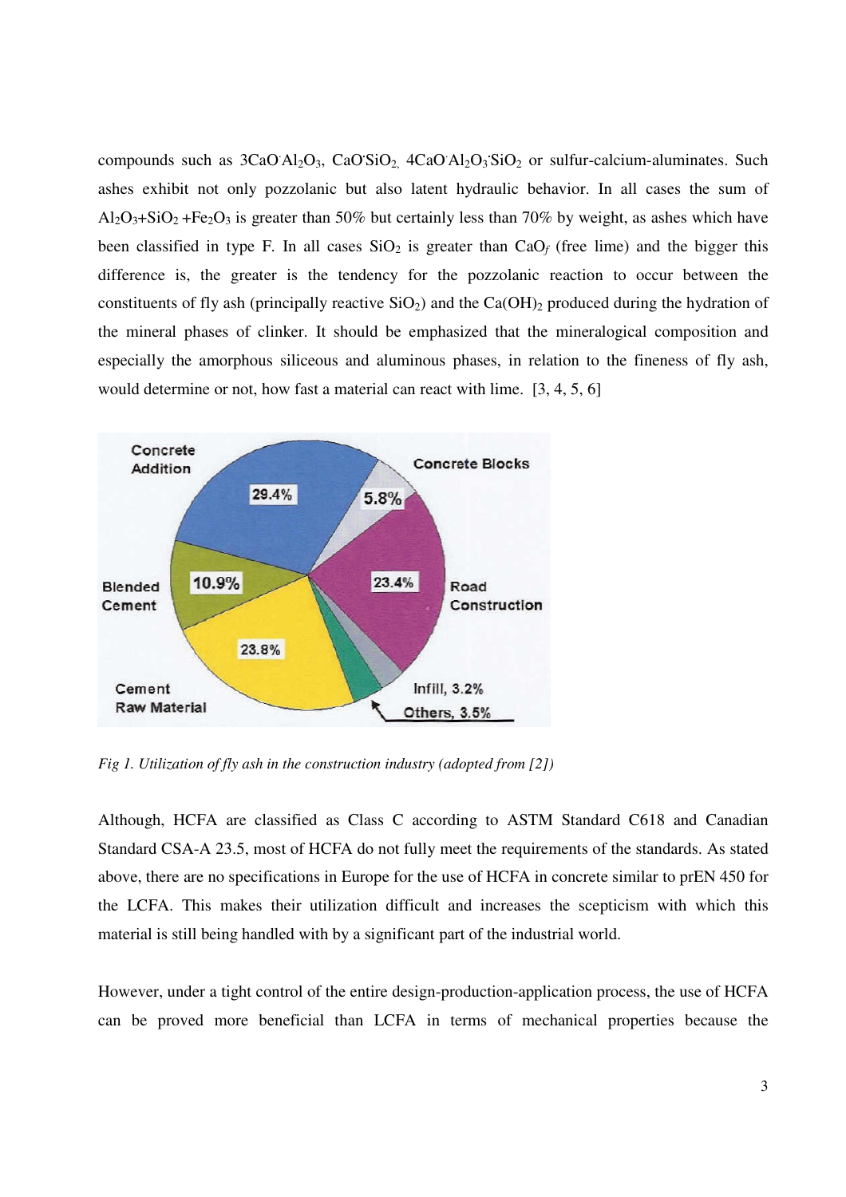compounds such as $3CaO \cdot Al_2O_3$, $CaO \cdot SiO_2$, $4CaO \cdot Al_2O_3 \cdot SiO_2$ or sulfur-calcium-aluminates. Such ashes exhibit not only pozzolanic but also latent hydraulic behavior. In all cases the sum of $Al_2O_3$+$SiO_2$ +$Fe_2O_3$ is greater than 50% but certainly less than 70% by weight, as ashes which have been classified in type F. In all cases $SiO_2$ is greater than $CaO_f$ (free lime) and the bigger this difference is, the greater is the tendency for the pozzolanic reaction to occur between the constituents of fly ash (principally reactive $SiO_2$) and the $Ca(OH)_2$ produced during the hydration of the mineral phases of clinker. It should be emphasized that the mineralogical composition and especially the amorphous siliceous and aluminous phases, in relation to the fineness of fly ash, would determine or not, how fast a material can react with lime. [3, 4, 5, 6]

*Fig 1. Utilization of fly ash in the construction industry (adopted from [2])*

Although, HCFA are classified as Class C according to ASTM Standard C618 and Canadian Standard CSA-A 23.5, most of HCFA do not fully meet the requirements of the standards. As stated above, there are no specifications in Europe for the use of HCFA in concrete similar to prEN 450 for the LCFA. This makes their utilization difficult and increases the scepticism with which this material is still being handled with by a significant part of the industrial world.

However, under a tight control of the entire design-production-application process, the use of HCFA can be proved more beneficial than LCFA in terms of mechanical properties because the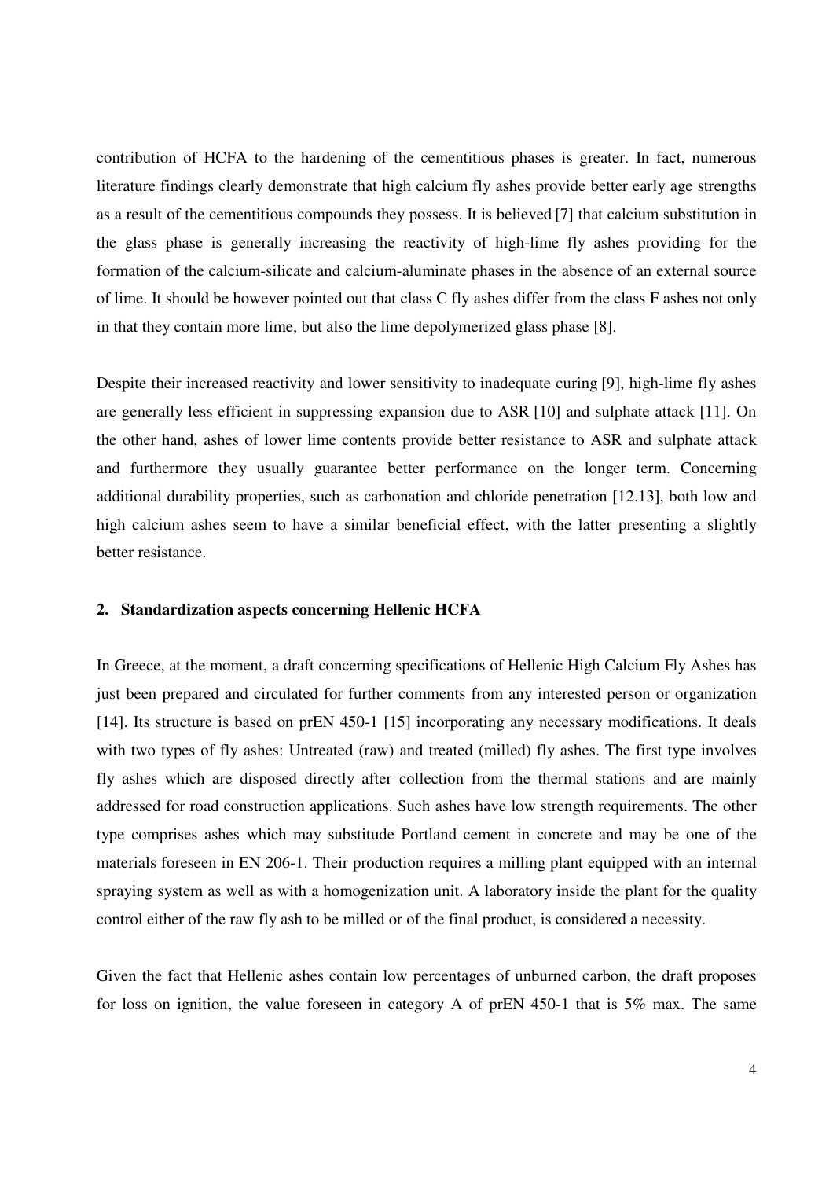contribution of HCFA to the hardening of the cementitious phases is greater. In fact, numerous literature findings clearly demonstrate that high calcium fly ashes provide better early age strengths as a result of the cementitious compounds they possess. It is believed [7] that calcium substitution in the glass phase is generally increasing the reactivity of high-lime fly ashes providing for the formation of the calcium-silicate and calcium-aluminate phases in the absence of an external source of lime. It should be however pointed out that class C fly ashes differ from the class F ashes not only in that they contain more lime, but also the lime depolymerized glass phase [8].

Despite their increased reactivity and lower sensitivity to inadequate curing [9], high-lime fly ashes are generally less efficient in suppressing expansion due to ASR [10] and sulphate attack [11]. On the other hand, ashes of lower lime contents provide better resistance to ASR and sulphate attack and furthermore they usually guarantee better performance on the longer term. Concerning additional durability properties, such as carbonation and chloride penetration [12.13], both low and high calcium ashes seem to have a similar beneficial effect, with the latter presenting a slightly better resistance.

## 2. Standardization aspects concerning Hellenic HCFA

In Greece, at the moment, a draft concerning specifications of Hellenic High Calcium Fly Ashes has just been prepared and circulated for further comments from any interested person or organization [14]. Its structure is based on prEN 450-1 [15] incorporating any necessary modifications. It deals with two types of fly ashes: Untreated (raw) and treated (milled) fly ashes. The first type involves fly ashes which are disposed directly after collection from the thermal stations and are mainly addressed for road construction applications. Such ashes have low strength requirements. The other type comprises ashes which may substitude Portland cement in concrete and may be one of the materials foreseen in EN 206-1. Their production requires a milling plant equipped with an internal spraying system as well as with a homogenization unit. A laboratory inside the plant for the quality control either of the raw fly ash to be milled or of the final product, is considered a necessity.

Given the fact that Hellenic ashes contain low percentages of unburned carbon, the draft proposes for loss on ignition, the value foreseen in category A of prEN 450-1 that is 5% max. The same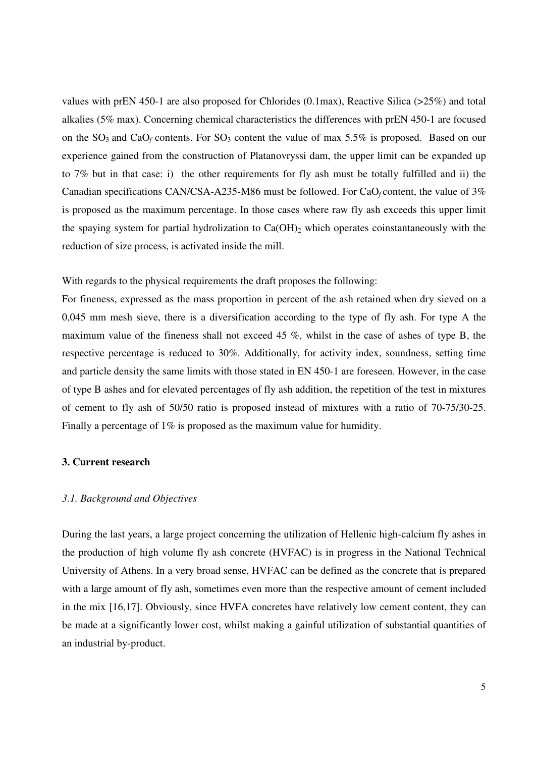values with prEN 450-1 are also proposed for Chlorides (0.1max), Reactive Silica (>25%) and total alkalies (5% max). Concerning chemical characteristics the differences with prEN 450-1 are focused on the $SO_3$ and $CaO_f$ contents. For $SO_3$ content the value of max 5.5% is proposed. Based on our experience gained from the construction of Platanovryssi dam, the upper limit can be expanded up to 7% but in that case: i) the other requirements for fly ash must be totally fulfilled and ii) the Canadian specifications CAN/CSA-A235-M86 must be followed. For $CaO_f$ content, the value of 3% is proposed as the maximum percentage. In those cases where raw fly ash exceeds this upper limit the spaying system for partial hydrolization to $Ca(OH)_2$ which operates coinstantaneously with the reduction of size process, is activated inside the mill.

With regards to the physical requirements the draft proposes the following:

For fineness, expressed as the mass proportion in percent of the ash retained when dry sieved on a 0,045 mm mesh sieve, there is a diversification according to the type of fly ash. For type A the maximum value of the fineness shall not exceed 45 %, whilst in the case of ashes of type B, the respective percentage is reduced to 30%. Additionally, for activity index, soundness, setting time and particle density the same limits with those stated in EN 450-1 are foreseen. However, in the case of type B ashes and for elevated percentages of fly ash addition, the repetition of the test in mixtures of cement to fly ash of 50/50 ratio is proposed instead of mixtures with a ratio of 70-75/30-25. Finally a percentage of 1% is proposed as the maximum value for humidity.

## 3. Current research

### *3.1. Background and Objectives*

During the last years, a large project concerning the utilization of Hellenic high-calcium fly ashes in the production of high volume fly ash concrete (HVFAC) is in progress in the National Technical University of Athens. In a very broad sense, HVFAC can be defined as the concrete that is prepared with a large amount of fly ash, sometimes even more than the respective amount of cement included in the mix [16,17]. Obviously, since HVFA concretes have relatively low cement content, they can be made at a significantly lower cost, whilst making a gainful utilization of substantial quantities of an industrial by-product.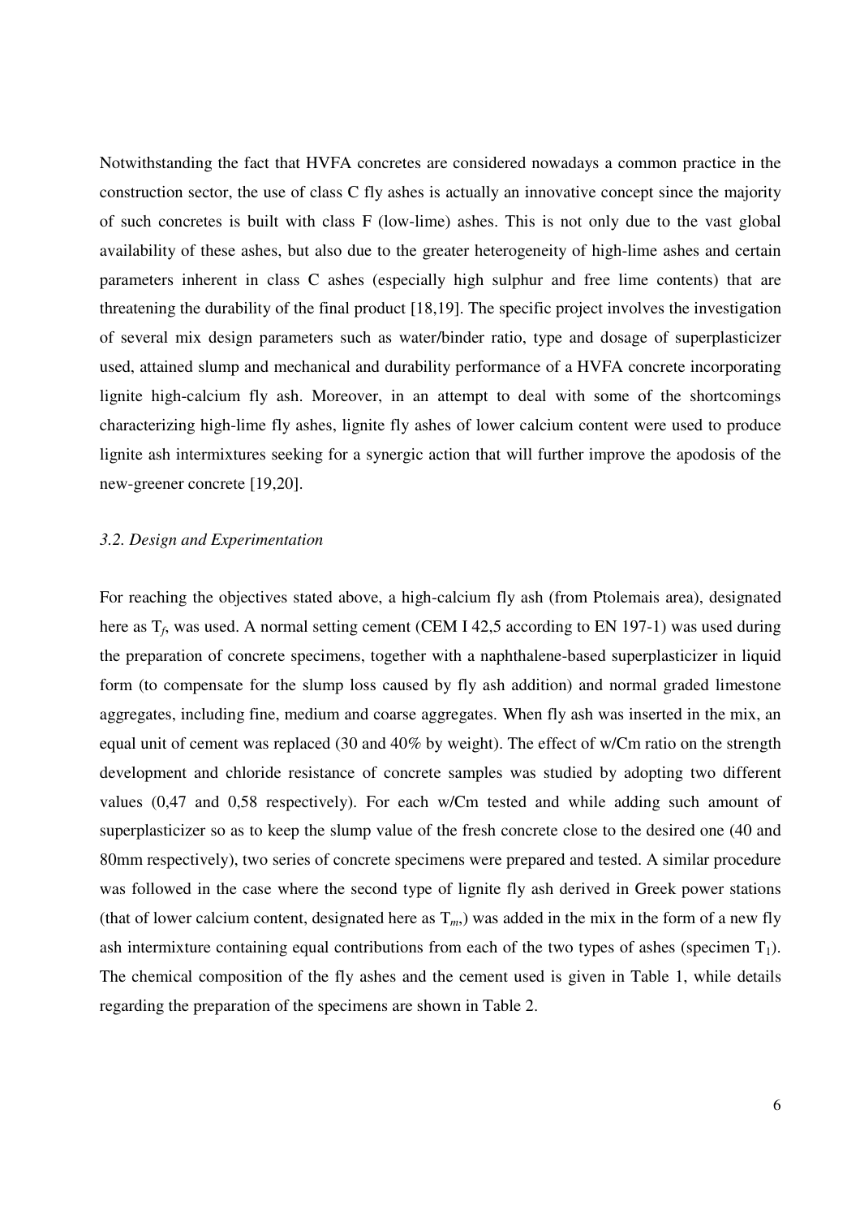Notwithstanding the fact that HVFA concretes are considered nowadays a common practice in the construction sector, the use of class C fly ashes is actually an innovative concept since the majority of such concretes is built with class F (low-lime) ashes. This is not only due to the vast global availability of these ashes, but also due to the greater heterogeneity of high-lime ashes and certain parameters inherent in class C ashes (especially high sulphur and free lime contents) that are threatening the durability of the final product [18,19]. The specific project involves the investigation of several mix design parameters such as water/binder ratio, type and dosage of superplasticizer used, attained slump and mechanical and durability performance of a HVFA concrete incorporating lignite high-calcium fly ash. Moreover, in an attempt to deal with some of the shortcomings characterizing high-lime fly ashes, lignite fly ashes of lower calcium content were used to produce lignite ash intermixtures seeking for a synergic action that will further improve the apodosis of the new-greener concrete [19,20].

### *3.2. Design and Experimentation*

For reaching the objectives stated above, a high-calcium fly ash (from Ptolemais area), designated here as $T_f$, was used. A normal setting cement (CEM I 42,5 according to EN 197-1) was used during the preparation of concrete specimens, together with a naphthalene-based superplasticizer in liquid form (to compensate for the slump loss caused by fly ash addition) and normal graded limestone aggregates, including fine, medium and coarse aggregates. When fly ash was inserted in the mix, an equal unit of cement was replaced (30 and 40% by weight). The effect of w/Cm ratio on the strength development and chloride resistance of concrete samples was studied by adopting two different values (0,47 and 0,58 respectively). For each w/Cm tested and while adding such amount of superplasticizer so as to keep the slump value of the fresh concrete close to the desired one (40 and 80mm respectively), two series of concrete specimens were prepared and tested. A similar procedure was followed in the case where the second type of lignite fly ash derived in Greek power stations (that of lower calcium content, designated here as $T_m$,) was added in the mix in the form of a new fly ash intermixture containing equal contributions from each of the two types of ashes (specimen $T_1$). The chemical composition of the fly ashes and the cement used is given in Table 1, while details regarding the preparation of the specimens are shown in Table 2.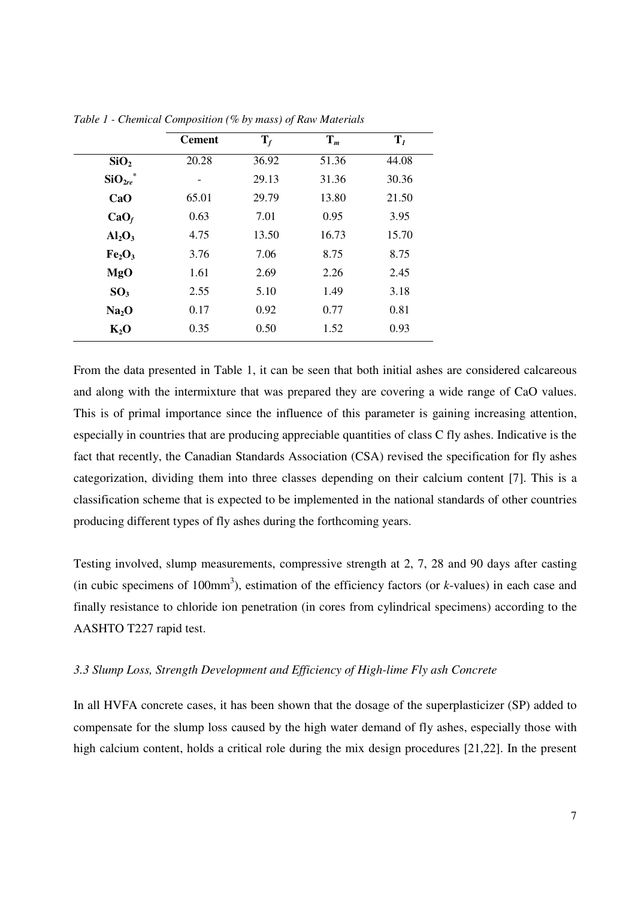*Table 1 - Chemical Composition (% by mass) of Raw Materials*

| | Cement | $T_f$ | $T_m$ | $T_I$ |
|---|---|---|---|---|
| $SiO_2$ | 20.28 | 36.92 | 51.36 | 44.08 |
| $SiO_{2re}$* | - | 29.13 | 31.36 | 30.36 |
| $CaO$ | 65.01 | 29.79 | 13.80 | 21.50 |
| $CaO_f$ | 0.63 | 7.01 | 0.95 | 3.95 |
| $Al_2O_3$ | 4.75 | 13.50 | 16.73 | 15.70 |
| $Fe_2O_3$ | 3.76 | 7.06 | 8.75 | 8.75 |
| $MgO$ | 1.61 | 2.69 | 2.26 | 2.45 |
| $SO_3$ | 2.55 | 5.10 | 1.49 | 3.18 |
| $Na_2O$ | 0.17 | 0.92 | 0.77 | 0.81 |
| $K_2O$ | 0.35 | 0.50 | 1.52 | 0.93 |

From the data presented in Table 1, it can be seen that both initial ashes are considered calcareous and along with the intermixture that was prepared they are covering a wide range of CaO values. This is of primal importance since the influence of this parameter is gaining increasing attention, especially in countries that are producing appreciable quantities of class C fly ashes. Indicative is the fact that recently, the Canadian Standards Association (CSA) revised the specification for fly ashes categorization, dividing them into three classes depending on their calcium content [7]. This is a classification scheme that is expected to be implemented in the national standards of other countries producing different types of fly ashes during the forthcoming years.

Testing involved, slump measurements, compressive strength at 2, 7, 28 and 90 days after casting (in cubic specimens of $100mm^3$), estimation of the efficiency factors (or *k*-values) in each case and finally resistance to chloride ion penetration (in cores from cylindrical specimens) according to the AASHTO T227 rapid test.

### *3.3 Slump Loss, Strength Development and Efficiency of High-lime Fly ash Concrete*

In all HVFA concrete cases, it has been shown that the dosage of the superplasticizer (SP) added to compensate for the slump loss caused by the high water demand of fly ashes, especially those with high calcium content, holds a critical role during the mix design procedures [21,22]. In the present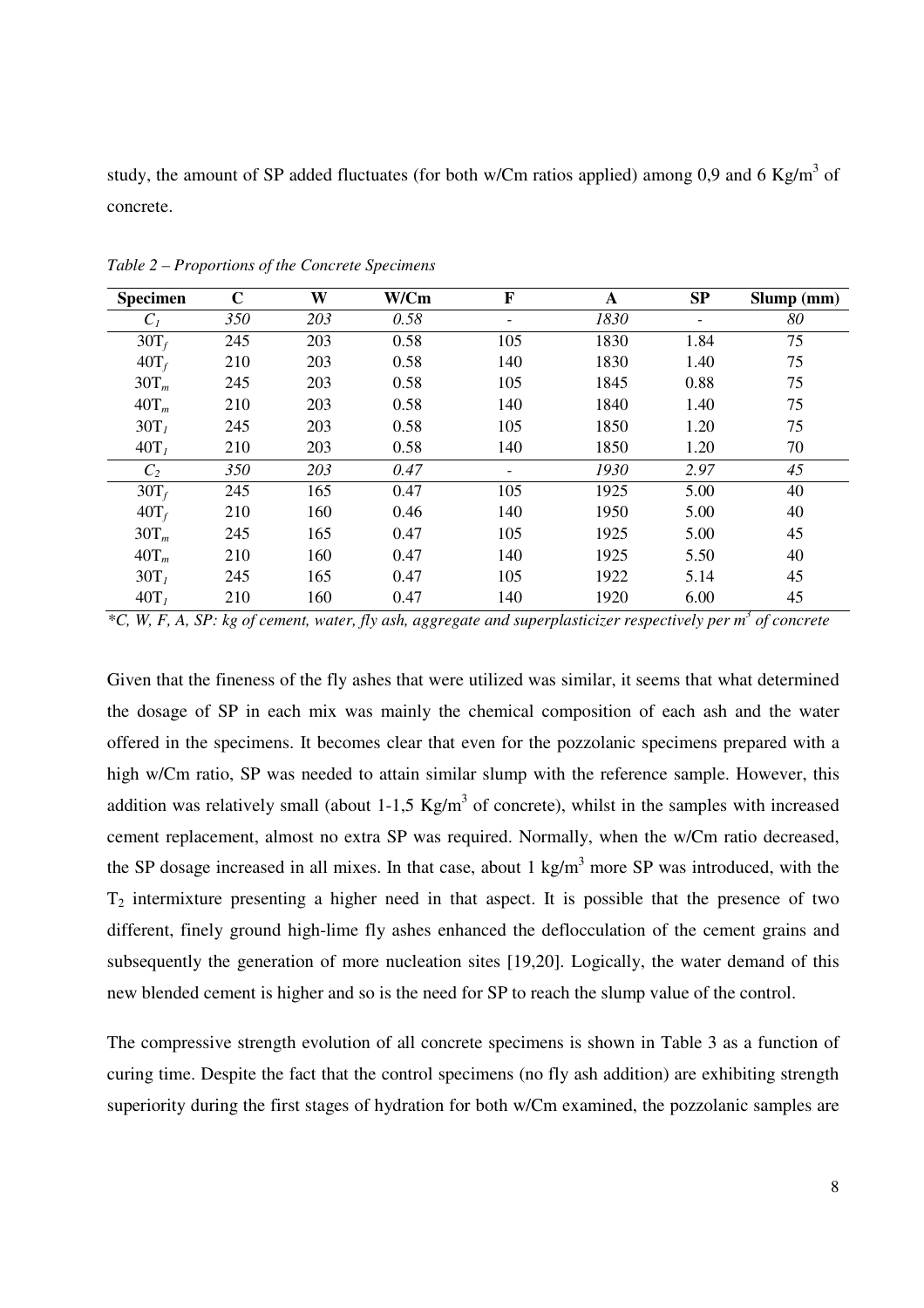study, the amount of SP added fluctuates (for both w/Cm ratios applied) among 0,9 and 6 Kg/m$^3$ of concrete.

*Table 2 – Proportions of the Concrete Specimens*

| Specimen | C | W | W/Cm | F | A | SP | Slump (mm) |
|---|---|---|---|---|---|---|---|
| *$C_1$* | *350* | *203* | *0.58* | - | *1830* | - | *80* |
| $30T_f$ | 245 | 203 | 0.58 | 105 | 1830 | 1.84 | 75 |
| $40T_f$ | 210 | 203 | 0.58 | 140 | 1830 | 1.40 | 75 |
| $30T_m$ | 245 | 203 | 0.58 | 105 | 1845 | 0.88 | 75 |
| $40T_m$ | 210 | 203 | 0.58 | 140 | 1840 | 1.40 | 75 |
| $30T_I$ | 245 | 203 | 0.58 | 105 | 1850 | 1.20 | 75 |
| $40T_I$ | 210 | 203 | 0.58 | 140 | 1850 | 1.20 | 70 |
| *$C_2$* | *350* | *203* | *0.47* | - | *1930* | *2.97* | *45* |
| $30T_f$ | 245 | 165 | 0.47 | 105 | 1925 | 5.00 | 40 |
| $40T_f$ | 210 | 160 | 0.46 | 140 | 1950 | 5.00 | 40 |
| $30T_m$ | 245 | 165 | 0.47 | 105 | 1925 | 5.00 | 45 |
| $40T_m$ | 210 | 160 | 0.47 | 140 | 1925 | 5.50 | 40 |
| $30T_I$ | 245 | 165 | 0.47 | 105 | 1922 | 5.14 | 45 |
| $40T_I$ | 210 | 160 | 0.47 | 140 | 1920 | 6.00 | 45 |

*\*C, W, F, A, SP: kg of cement, water, fly ash, aggregate and superplasticizer respectively per m$^3$ of concrete*

Given that the fineness of the fly ashes that were utilized was similar, it seems that what determined the dosage of SP in each mix was mainly the chemical composition of each ash and the water offered in the specimens. It becomes clear that even for the pozzolanic specimens prepared with a high w/Cm ratio, SP was needed to attain similar slump with the reference sample. However, this addition was relatively small (about 1-1,5 Kg/m$^3$ of concrete), whilst in the samples with increased cement replacement, almost no extra SP was required. Normally, when the w/Cm ratio decreased, the SP dosage increased in all mixes. In that case, about 1 kg/m$^3$ more SP was introduced, with the $T_2$ intermixture presenting a higher need in that aspect. It is possible that the presence of two different, finely ground high-lime fly ashes enhanced the deflocculation of the cement grains and subsequently the generation of more nucleation sites [19,20]. Logically, the water demand of this new blended cement is higher and so is the need for SP to reach the slump value of the control.

The compressive strength evolution of all concrete specimens is shown in Table 3 as a function of curing time. Despite the fact that the control specimens (no fly ash addition) are exhibiting strength superiority during the first stages of hydration for both w/Cm examined, the pozzolanic samples are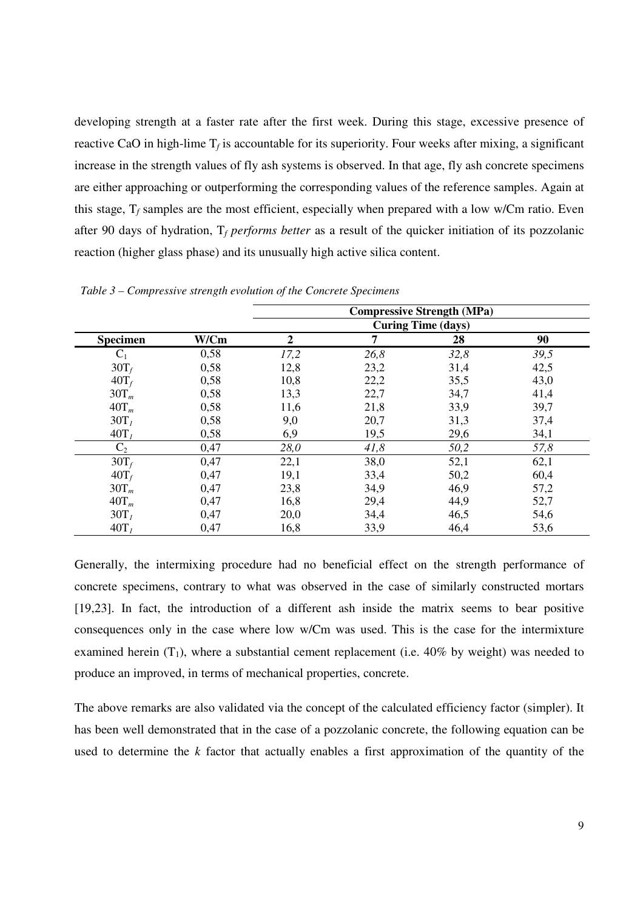developing strength at a faster rate after the first week. During this stage, excessive presence of reactive CaO in high-lime $T_f$ is accountable for its superiority. Four weeks after mixing, a significant increase in the strength values of fly ash systems is observed. In that age, fly ash concrete specimens are either approaching or outperforming the corresponding values of the reference samples. Again at this stage, $T_f$ samples are the most efficient, especially when prepared with a low w/Cm ratio. Even after 90 days of hydration, $T_f$ *performs better* as a result of the quicker initiation of its pozzolanic reaction (higher glass phase) and its unusually high active silica content.

*Table 3 – Compressive strength evolution of the Concrete Specimens*

| | | Compressive Strength (MPa) | | | |
|---|---|---|---|---|---|
| | | Curing Time (days) | | | |
| **Specimen** | **W/Cm** | **2** | **7** | **28** | **90** |
| $C_1$ | 0,58 | *17,2* | *26,8* | *32,8* | *39,5* |
| $30T_f$ | 0,58 | 12,8 | 23,2 | 31,4 | 42,5 |
| $40T_f$ | 0,58 | 10,8 | 22,2 | 35,5 | 43,0 |
| $30T_m$ | 0,58 | 13,3 | 22,7 | 34,7 | 41,4 |
| $40T_m$ | 0,58 | 11,6 | 21,8 | 33,9 | 39,7 |
| $30T_I$ | 0,58 | 9,0 | 20,7 | 31,3 | 37,4 |
| $40T_I$ | 0,58 | 6,9 | 19,5 | 29,6 | 34,1 |
| $C_2$ | 0,47 | *28,0* | *41,8* | *50,2* | *57,8* |
| $30T_f$ | 0,47 | 22,1 | 38,0 | 52,1 | 62,1 |
| $40T_f$ | 0,47 | 19,1 | 33,4 | 50,2 | 60,4 |
| $30T_m$ | 0,47 | 23,8 | 34,9 | 46,9 | 57,2 |
| $40T_m$ | 0,47 | 16,8 | 29,4 | 44,9 | 52,7 |
| $30T_I$ | 0,47 | 20,0 | 34,4 | 46,5 | 54,6 |
| $40T_I$ | 0,47 | 16,8 | 33,9 | 46,4 | 53,6 |

Generally, the intermixing procedure had no beneficial effect on the strength performance of concrete specimens, contrary to what was observed in the case of similarly constructed mortars [19,23]. In fact, the introduction of a different ash inside the matrix seems to bear positive consequences only in the case where low w/Cm was used. This is the case for the intermixture examined herein ($T_1$), where a substantial cement replacement (i.e. 40% by weight) was needed to produce an improved, in terms of mechanical properties, concrete.

The above remarks are also validated via the concept of the calculated efficiency factor (simpler). It has been well demonstrated that in the case of a pozzolanic concrete, the following equation can be used to determine the *k* factor that actually enables a first approximation of the quantity of the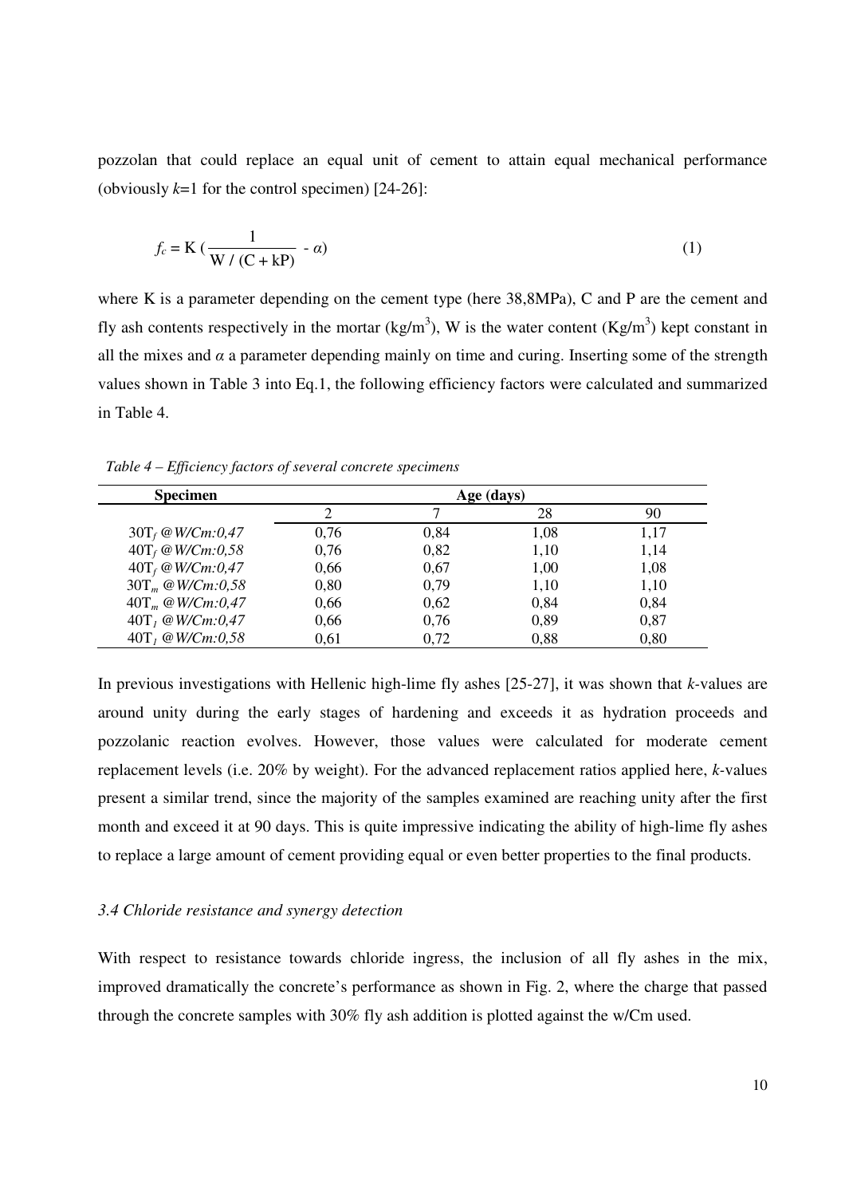pozzolan that could replace an equal unit of cement to attain equal mechanical performance (obviously $k$=1 for the control specimen) [24-26]:

$$f_c = \mathrm{K}\left(\frac{1}{\mathrm{W} / (\mathrm{C} + \mathrm{kP})} - \alpha\right) \tag{1}$$

where K is a parameter depending on the cement type (here 38,8MPa), C and P are the cement and fly ash contents respectively in the mortar (kg/m$^3$), W is the water content (Kg/m$^3$) kept constant in all the mixes and $\alpha$ a parameter depending mainly on time and curing. Inserting some of the strength values shown in Table 3 into Eq.1, the following efficiency factors were calculated and summarized in Table 4.

*Table 4 – Efficiency factors of several concrete specimens*

| Specimen | Age (days) | | | |
|---|---|---|---|---|
| | 2 | 7 | 28 | 90 |
| $30T_f$ @*W/Cm:0,47* | 0,76 | 0,84 | 1,08 | 1,17 |
| $40T_f$ @*W/Cm:0,58* | 0,76 | 0,82 | 1,10 | 1,14 |
| $40T_f$ @*W/Cm:0,47* | 0,66 | 0,67 | 1,00 | 1,08 |
| $30T_m$ @*W/Cm:0,58* | 0,80 | 0,79 | 1,10 | 1,10 |
| $40T_m$ @*W/Cm:0,47* | 0,66 | 0,62 | 0,84 | 0,84 |
| $40T_l$ @*W/Cm:0,47* | 0,66 | 0,76 | 0,89 | 0,87 |
| $40T_l$ @*W/Cm:0,58* | 0,61 | 0,72 | 0,88 | 0,80 |

In previous investigations with Hellenic high-lime fly ashes [25-27], it was shown that $k$-values are around unity during the early stages of hardening and exceeds it as hydration proceeds and pozzolanic reaction evolves. However, those values were calculated for moderate cement replacement levels (i.e. 20% by weight). For the advanced replacement ratios applied here, $k$-values present a similar trend, since the majority of the samples examined are reaching unity after the first month and exceed it at 90 days. This is quite impressive indicating the ability of high-lime fly ashes to replace a large amount of cement providing equal or even better properties to the final products.

### *3.4 Chloride resistance and synergy detection*

With respect to resistance towards chloride ingress, the inclusion of all fly ashes in the mix, improved dramatically the concrete's performance as shown in Fig. 2, where the charge that passed through the concrete samples with 30% fly ash addition is plotted against the w/Cm used.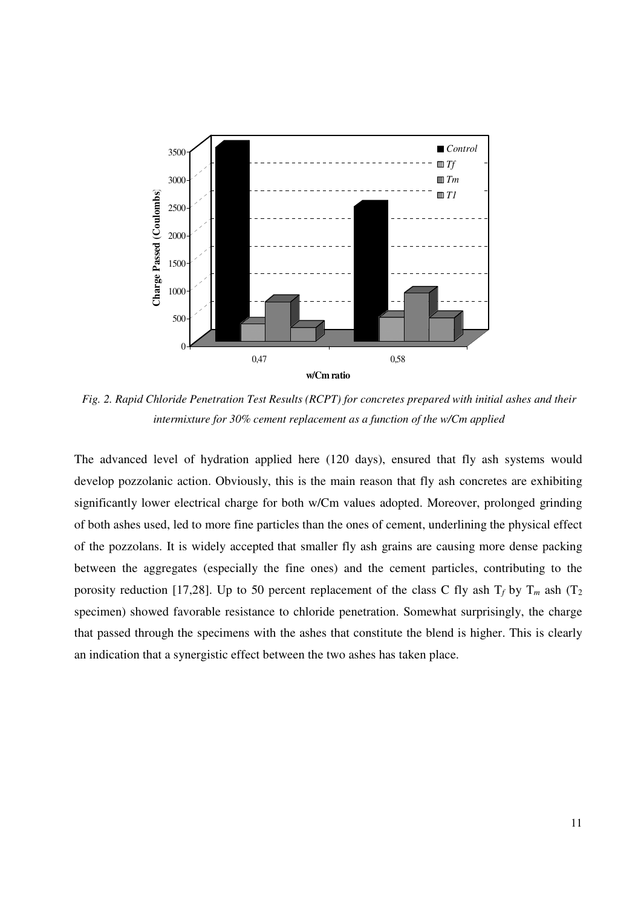*Fig. 2. Rapid Chloride Penetration Test Results (RCPT) for concretes prepared with initial ashes and their intermixture for 30% cement replacement as a function of the w/Cm applied*

The advanced level of hydration applied here (120 days), ensured that fly ash systems would develop pozzolanic action. Obviously, this is the main reason that fly ash concretes are exhibiting significantly lower electrical charge for both w/Cm values adopted. Moreover, prolonged grinding of both ashes used, led to more fine particles than the ones of cement, underlining the physical effect of the pozzolans. It is widely accepted that smaller fly ash grains are causing more dense packing between the aggregates (especially the fine ones) and the cement particles, contributing to the porosity reduction [17,28]. Up to 50 percent replacement of the class C fly ash $T_f$ by $T_m$ ash ($T_2$ specimen) showed favorable resistance to chloride penetration. Somewhat surprisingly, the charge that passed through the specimens with the ashes that constitute the blend is higher. This is clearly an indication that a synergistic effect between the two ashes has taken place.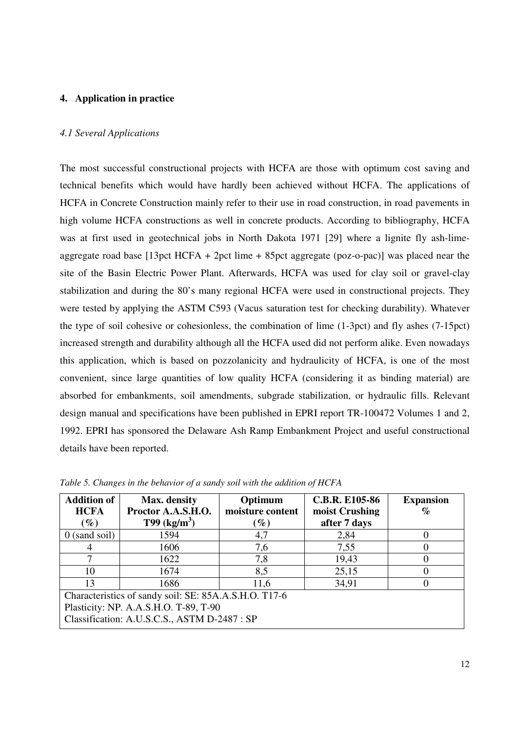## 4. Application in practice

### *4.1 Several Applications*

The most successful constructional projects with HCFA are those with optimum cost saving and technical benefits which would have hardly been achieved without HCFA. The applications of HCFA in Concrete Construction mainly refer to their use in road construction, in road pavements in high volume HCFA constructions as well in concrete products. According to bibliography, HCFA was at first used in geotechnical jobs in North Dakota 1971 [29] where a lignite fly ash-lime-aggregate road base [13pct HCFA + 2pct lime + 85pct aggregate (poz-o-pac)] was placed near the site of the Basin Electric Power Plant. Afterwards, HCFA was used for clay soil or gravel-clay stabilization and during the 80's many regional HCFA were used in constructional projects. They were tested by applying the ASTM C593 (Vacus saturation test for checking durability). Whatever the type of soil cohesive or cohesionless, the combination of lime (1-3pct) and fly ashes (7-15pct) increased strength and durability although all the HCFA used did not perform alike. Even nowadays this application, which is based on pozzolanicity and hydraulicity of HCFA, is one of the most convenient, since large quantities of low quality HCFA (considering it as binding material) are absorbed for embankments, soil amendments, subgrade stabilization, or hydraulic fills. Relevant design manual and specifications have been published in EPRI report TR-100472 Volumes 1 and 2, 1992. EPRI has sponsored the Delaware Ash Ramp Embankment Project and useful constructional details have been reported.

*Table 5. Changes in the behavior of a sandy soil with the addition of HCFA*

| Addition of HCFA (%) | Max. density Proctor A.A.S.H.O. T99 (kg/m$^3$) | Optimum moisture content (%) | C.B.R. E105-86 moist Crushing after 7 days | Expansion % |
|---|---|---|---|---|
| 0 (sand soil) | 1594 | 4,7 | 2,84 | 0 |
| 4 | 1606 | 7,6 | 7,55 | 0 |
| 7 | 1622 | 7,8 | 19,43 | 0 |
| 10 | 1674 | 8,5 | 25,15 | 0 |
| 13 | 1686 | 11,6 | 34,91 | 0 |
| Characteristics of sandy soil: SE: 85A.A.S.H.O. T17-6<br>Plasticity: NP. A.A.S.H.O. T-89, T-90<br>Classification: A.U.S.C.S., ASTM D-2487 : SP | | | | |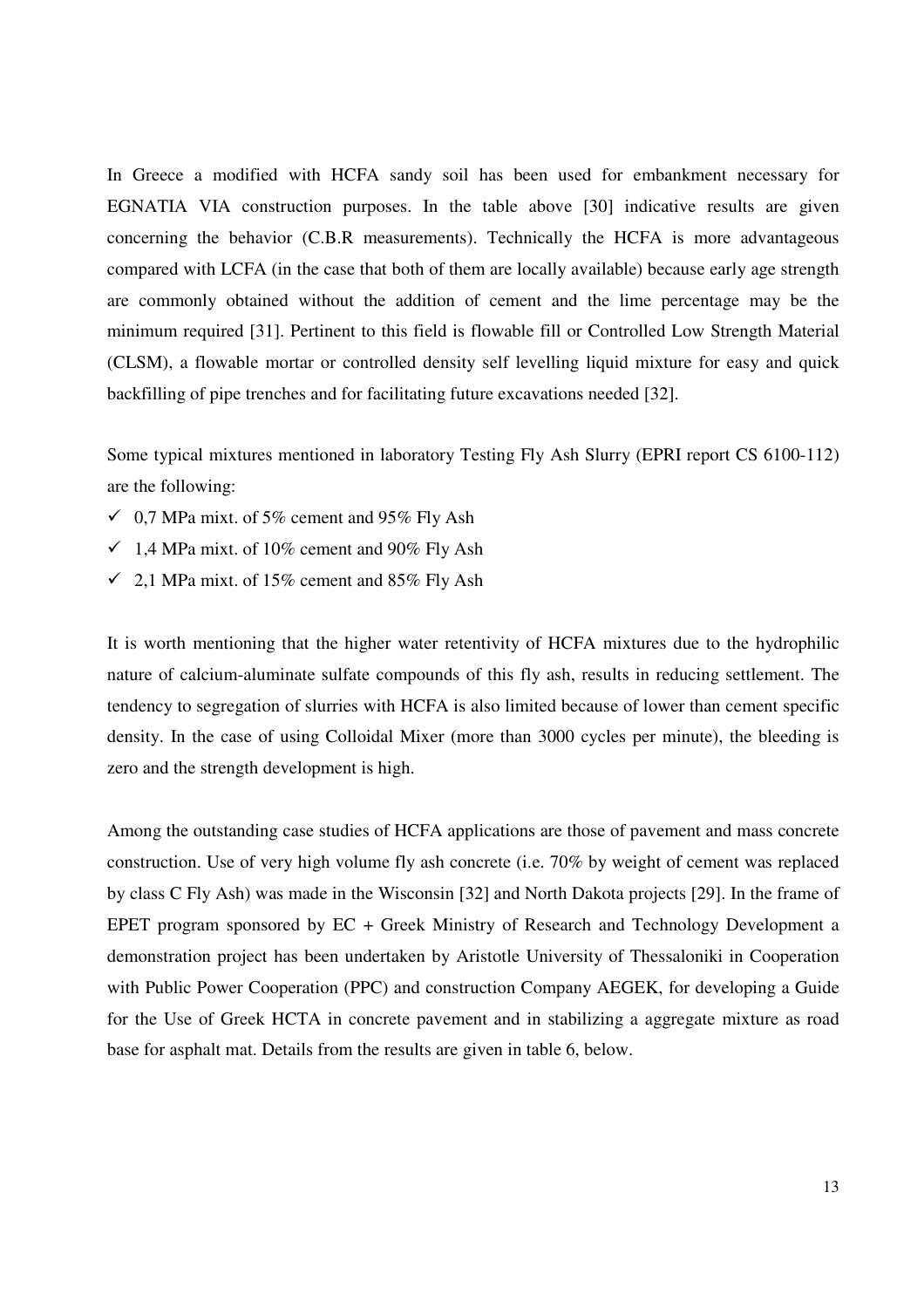In Greece a modified with HCFA sandy soil has been used for embankment necessary for EGNATIA VIA construction purposes. In the table above [30] indicative results are given concerning the behavior (C.B.R measurements). Technically the HCFA is more advantageous compared with LCFA (in the case that both of them are locally available) because early age strength are commonly obtained without the addition of cement and the lime percentage may be the minimum required [31]. Pertinent to this field is flowable fill or Controlled Low Strength Material (CLSM), a flowable mortar or controlled density self levelling liquid mixture for easy and quick backfilling of pipe trenches and for facilitating future excavations needed [32].

Some typical mixtures mentioned in laboratory Testing Fly Ash Slurry (EPRI report CS 6100-112) are the following:

- ✓ 0,7 MPa mixt. of 5% cement and 95% Fly Ash
- ✓ 1,4 MPa mixt. of 10% cement and 90% Fly Ash
- ✓ 2,1 MPa mixt. of 15% cement and 85% Fly Ash

It is worth mentioning that the higher water retentivity of HCFA mixtures due to the hydrophilic nature of calcium-aluminate sulfate compounds of this fly ash, results in reducing settlement. The tendency to segregation of slurries with HCFA is also limited because of lower than cement specific density. In the case of using Colloidal Mixer (more than 3000 cycles per minute), the bleeding is zero and the strength development is high.

Among the outstanding case studies of HCFA applications are those of pavement and mass concrete construction. Use of very high volume fly ash concrete (i.e. 70% by weight of cement was replaced by class C Fly Ash) was made in the Wisconsin [32] and North Dakota projects [29]. In the frame of EPET program sponsored by EC + Greek Ministry of Research and Technology Development a demonstration project has been undertaken by Aristotle University of Thessaloniki in Cooperation with Public Power Cooperation (PPC) and construction Company AEGEK, for developing a Guide for the Use of Greek HCTA in concrete pavement and in stabilizing a aggregate mixture as road base for asphalt mat. Details from the results are given in table 6, below.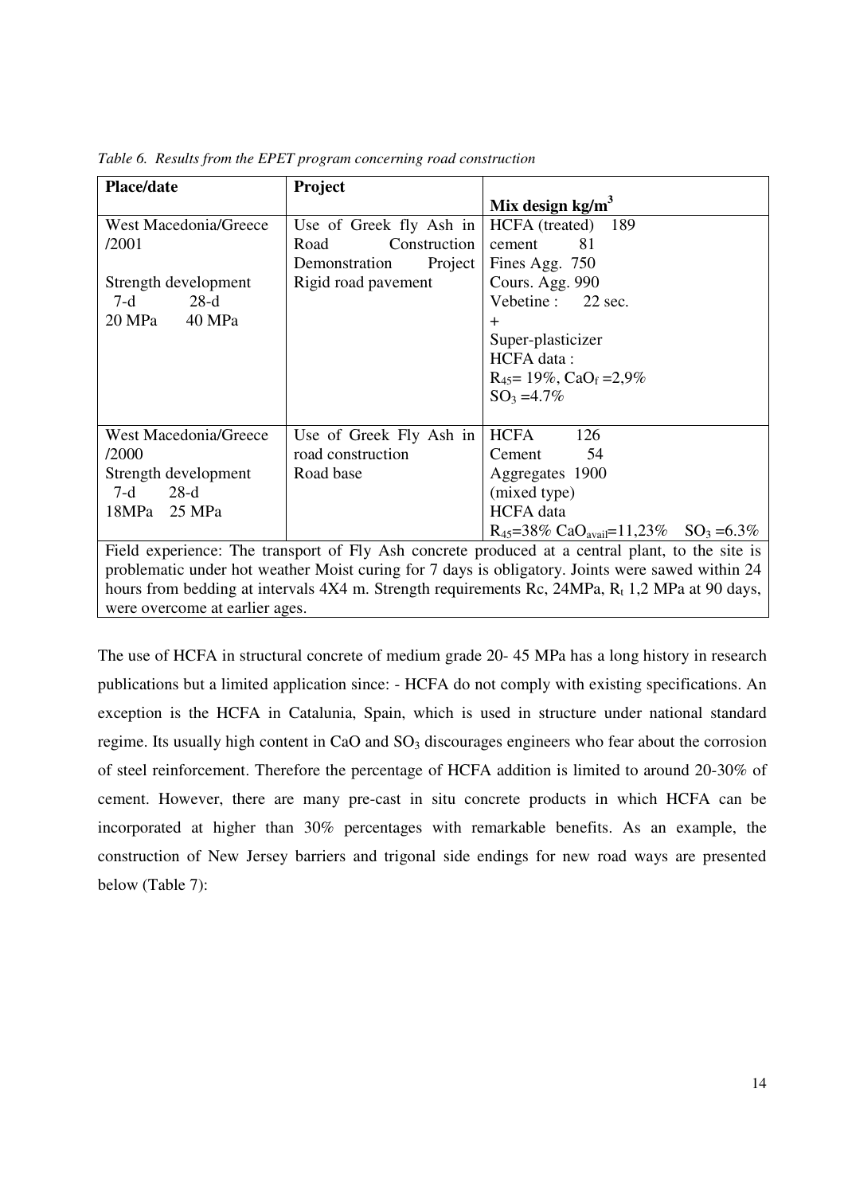*Table 6. Results from the EPET program concerning road construction*

| Place/date | Project | Mix design kg/m$^3$ |
|---|---|---|
| West Macedonia/Greece /2001<br><br>Strength development<br>7-d 28-d<br>20 MPa 40 MPa | Use of Greek fly Ash in Road Construction Demonstration Project Rigid road pavement | HCFA (treated) 189<br>cement 81<br>Fines Agg. 750<br>Cours. Agg. 990<br>Vebetine : 22 sec.<br>+<br>Super-plasticizer<br>HCFA data :<br>$R_{45}$= 19%, $CaO_f$ =2,9%<br>$SO_3$ =4.7% |
| West Macedonia/Greece /2000<br>Strength development<br>7-d 28-d<br>18MPa 25 MPa | Use of Greek Fly Ash in road construction<br>Road base | HCFA 126<br>Cement 54<br>Aggregates 1900<br>(mixed type)<br>HCFA data<br>$R_{45}$=38% $CaO_{avail}$=11,23% $SO_3$ =6.3% |
| Field experience: The transport of Fly Ash concrete produced at a central plant, to the site is problematic under hot weather Moist curing for 7 days is obligatory. Joints were sawed within 24 hours from bedding at intervals 4X4 m. Strength requirements Rc, 24MPa, $R_t$ 1,2 MPa at 90 days, were overcome at earlier ages. | | |

The use of HCFA in structural concrete of medium grade 20- 45 MPa has a long history in research publications but a limited application since: - HCFA do not comply with existing specifications. An exception is the HCFA in Catalunia, Spain, which is used in structure under national standard regime. Its usually high content in CaO and $SO_3$ discourages engineers who fear about the corrosion of steel reinforcement. Therefore the percentage of HCFA addition is limited to around 20-30% of cement. However, there are many pre-cast in situ concrete products in which HCFA can be incorporated at higher than 30% percentages with remarkable benefits. As an example, the construction of New Jersey barriers and trigonal side endings for new road ways are presented below (Table 7):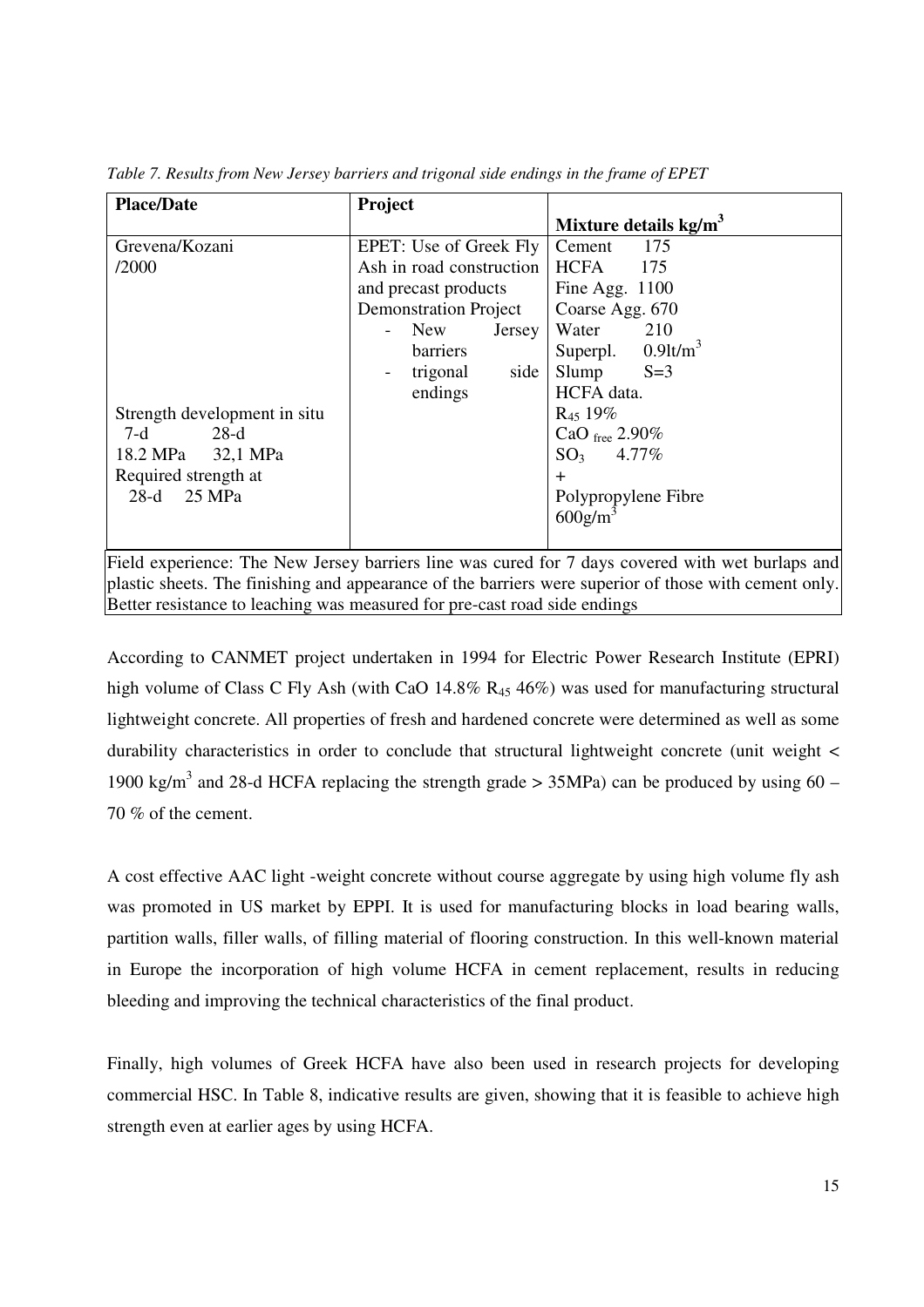*Table 7. Results from New Jersey barriers and trigonal side endings in the frame of EPET*

| Place/Date | Project | Mixture details kg/m$^3$ |
|---|---|---|
| Grevena/Kozani /2000<br><br>Strength development in situ<br>7-d 28-d<br>18.2 MPa 32,1 MPa<br>Required strength at<br>28-d 25 MPa | EPET: Use of Greek Fly Ash in road construction and precast products Demonstration Project<br>- New Jersey barriers<br>- trigonal side endings | Cement 175<br>HCFA 175<br>Fine Agg. 1100<br>Coarse Agg. 670<br>Water 210<br>Superpl. 0.9lt/m$^3$<br>Slump S=3<br>HCFA data.<br>$R_{45}$ 19%<br>CaO $_{free}$ 2.90%<br>$SO_3$ 4.77%<br>+<br>Polypropylene Fibre<br>600g/m$^3$ |
| Field experience: The New Jersey barriers line was cured for 7 days covered with wet burlaps and plastic sheets. The finishing and appearance of the barriers were superior of those with cement only. Better resistance to leaching was measured for pre-cast road side endings | | |

According to CANMET project undertaken in 1994 for Electric Power Research Institute (EPRI) high volume of Class C Fly Ash (with CaO 14.8% $R_{45}$ 46%) was used for manufacturing structural lightweight concrete. All properties of fresh and hardened concrete were determined as well as some durability characteristics in order to conclude that structural lightweight concrete (unit weight < 1900 kg/m$^3$ and 28-d HCFA replacing the strength grade > 35MPa) can be produced by using 60 – 70 % of the cement.

A cost effective AAC light -weight concrete without course aggregate by using high volume fly ash was promoted in US market by EPPI. It is used for manufacturing blocks in load bearing walls, partition walls, filler walls, of filling material of flooring construction. In this well-known material in Europe the incorporation of high volume HCFA in cement replacement, results in reducing bleeding and improving the technical characteristics of the final product.

Finally, high volumes of Greek HCFA have also been used in research projects for developing commercial HSC. In Table 8, indicative results are given, showing that it is feasible to achieve high strength even at earlier ages by using HCFA.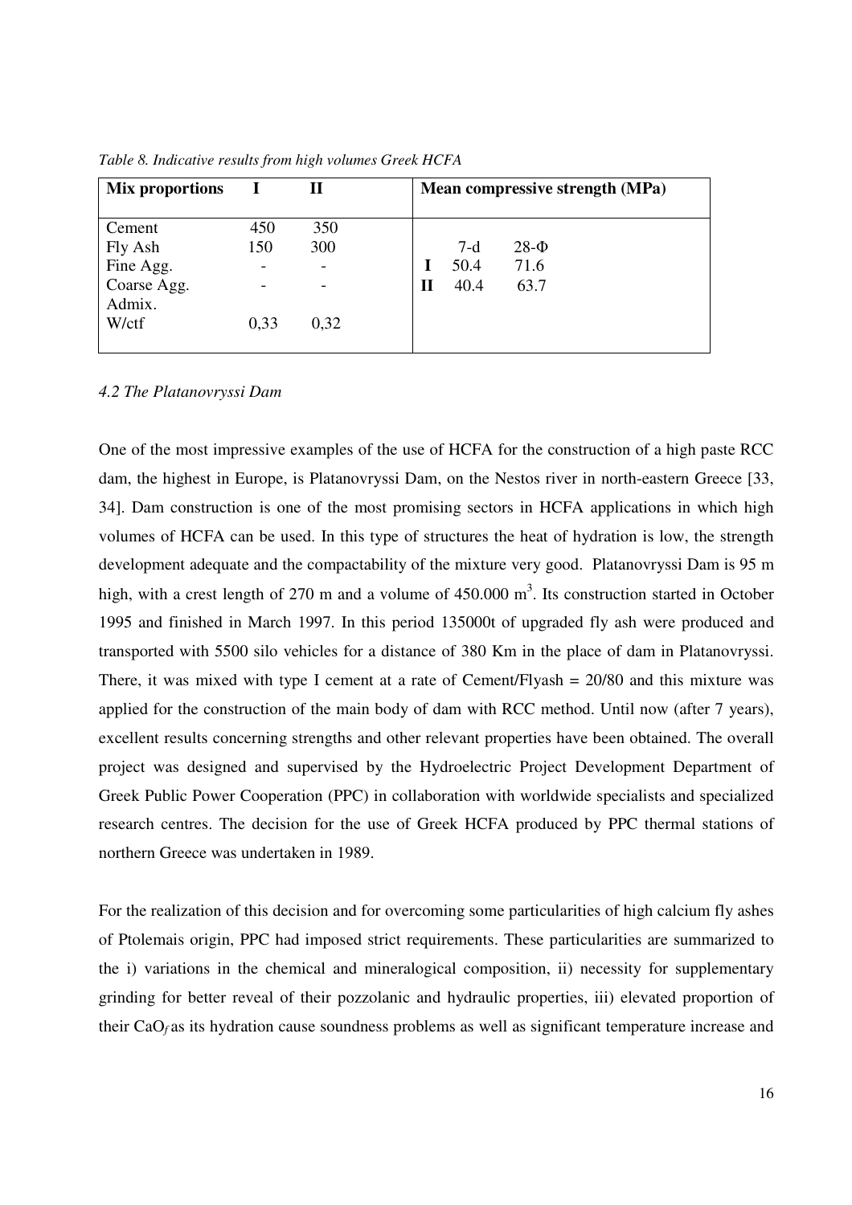*Table 8. Indicative results from high volumes Greek HCFA*

| Mix proportions | I | II | Mean compressive strength (MPa) | | |
|---|---|---|---|---|---|
| Cement | 450 | 350 | | | |
| Fly Ash | 150 | 300 | | 7-d | 28-Φ |
| Fine Agg. | - | - | **I** | 50.4 | 71.6 |
| Coarse Agg. | - | - | **II** | 40.4 | 63.7 |
| Admix. | | | | | |
| W/ctf | 0,33 | 0,32 | | | |

*4.2 The Platanovryssi Dam*

One of the most impressive examples of the use of HCFA for the construction of a high paste RCC dam, the highest in Europe, is Platanovryssi Dam, on the Nestos river in north-eastern Greece [33, 34]. Dam construction is one of the most promising sectors in HCFA applications in which high volumes of HCFA can be used. In this type of structures the heat of hydration is low, the strength development adequate and the compactability of the mixture very good. Platanovryssi Dam is 95 m high, with a crest length of 270 m and a volume of 450.000 $m^3$. Its construction started in October 1995 and finished in March 1997. In this period 135000t of upgraded fly ash were produced and transported with 5500 silo vehicles for a distance of 380 Km in the place of dam in Platanovryssi. There, it was mixed with type I cement at a rate of Cement/Flyash = 20/80 and this mixture was applied for the construction of the main body of dam with RCC method. Until now (after 7 years), excellent results concerning strengths and other relevant properties have been obtained. The overall project was designed and supervised by the Hydroelectric Project Development Department of Greek Public Power Cooperation (PPC) in collaboration with worldwide specialists and specialized research centres. The decision for the use of Greek HCFA produced by PPC thermal stations of northern Greece was undertaken in 1989.

For the realization of this decision and for overcoming some particularities of high calcium fly ashes of Ptolemais origin, PPC had imposed strict requirements. These particularities are summarized to the i) variations in the chemical and mineralogical composition, ii) necessity for supplementary grinding for better reveal of their pozzolanic and hydraulic properties, iii) elevated proportion of their $CaO_f$ as its hydration cause soundness problems as well as significant temperature increase and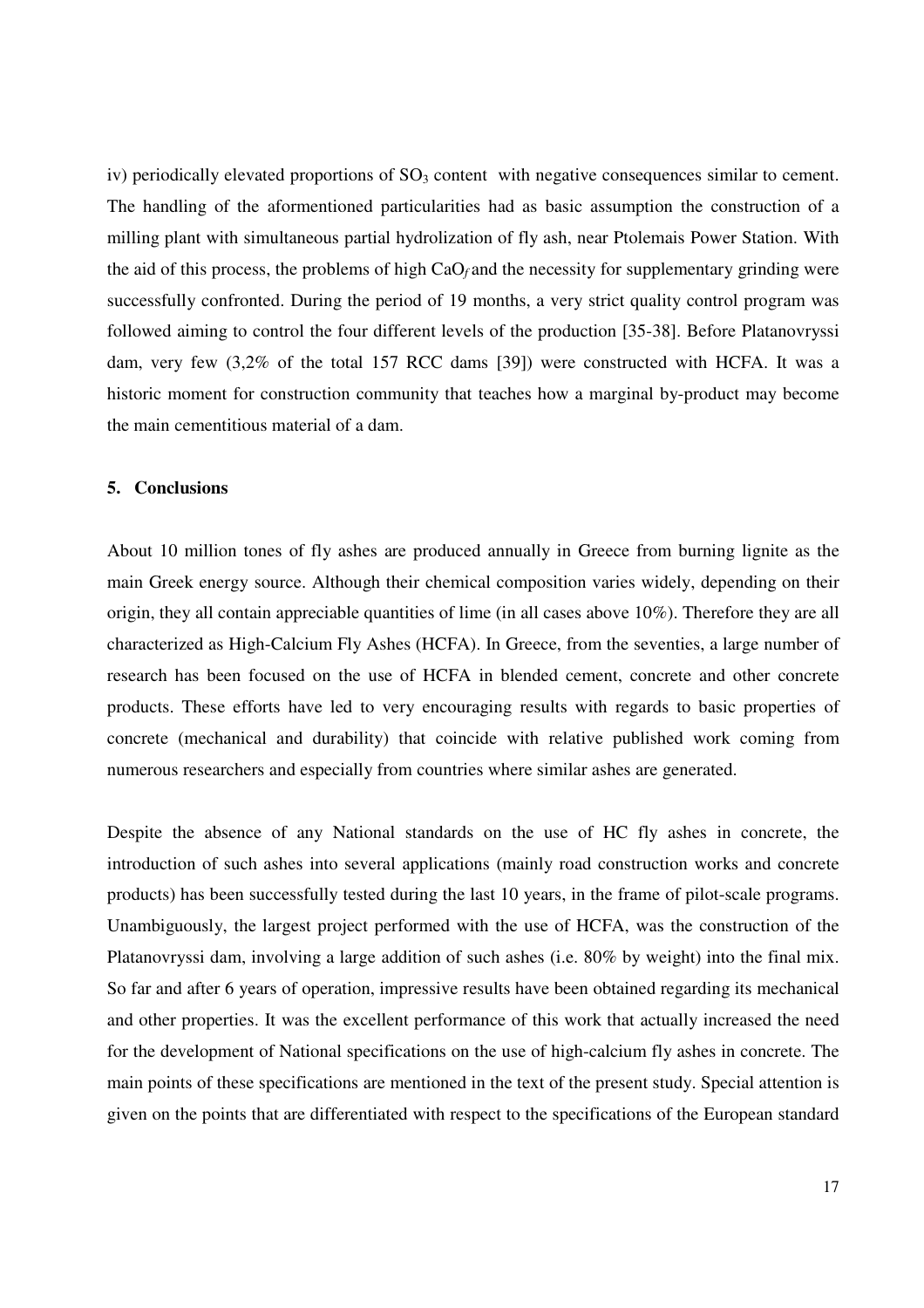iv) periodically elevated proportions of $SO_3$ content with negative consequences similar to cement. The handling of the aforementioned particularities had as basic assumption the construction of a milling plant with simultaneous partial hydrolization of fly ash, near Ptolemais Power Station. With the aid of this process, the problems of high $CaO_f$ and the necessity for supplementary grinding were successfully confronted. During the period of 19 months, a very strict quality control program was followed aiming to control the four different levels of the production [35-38]. Before Platanovryssi dam, very few (3,2% of the total 157 RCC dams [39]) were constructed with HCFA. It was a historic moment for construction community that teaches how a marginal by-product may become the main cementitious material of a dam.

## 5. Conclusions

About 10 million tones of fly ashes are produced annually in Greece from burning lignite as the main Greek energy source. Although their chemical composition varies widely, depending on their origin, they all contain appreciable quantities of lime (in all cases above 10%). Therefore they are all characterized as High-Calcium Fly Ashes (HCFA). In Greece, from the seventies, a large number of research has been focused on the use of HCFA in blended cement, concrete and other concrete products. These efforts have led to very encouraging results with regards to basic properties of concrete (mechanical and durability) that coincide with relative published work coming from numerous researchers and especially from countries where similar ashes are generated.

Despite the absence of any National standards on the use of HC fly ashes in concrete, the introduction of such ashes into several applications (mainly road construction works and concrete products) has been successfully tested during the last 10 years, in the frame of pilot-scale programs. Unambiguously, the largest project performed with the use of HCFA, was the construction of the Platanovryssi dam, involving a large addition of such ashes (i.e. 80% by weight) into the final mix. So far and after 6 years of operation, impressive results have been obtained regarding its mechanical and other properties. It was the excellent performance of this work that actually increased the need for the development of National specifications on the use of high-calcium fly ashes in concrete. The main points of these specifications are mentioned in the text of the present study. Special attention is given on the points that are differentiated with respect to the specifications of the European standard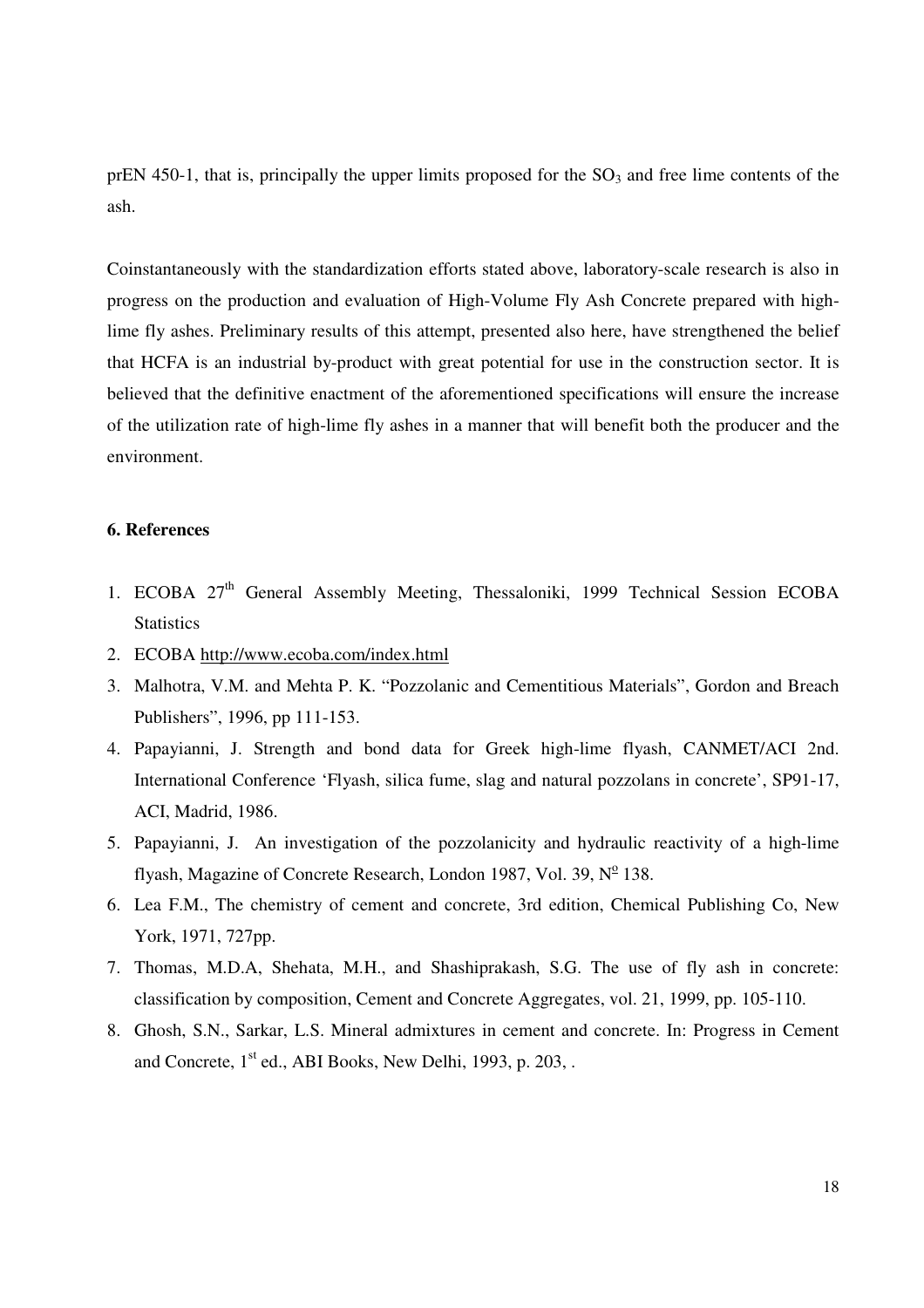prEN 450-1, that is, principally the upper limits proposed for the $SO_3$ and free lime contents of the ash.

Coinstantaneously with the standardization efforts stated above, laboratory-scale research is also in progress on the production and evaluation of High-Volume Fly Ash Concrete prepared with high-lime fly ashes. Preliminary results of this attempt, presented also here, have strengthened the belief that HCFA is an industrial by-product with great potential for use in the construction sector. It is believed that the definitive enactment of the aforementioned specifications will ensure the increase of the utilization rate of high-lime fly ashes in a manner that will benefit both the producer and the environment.

### 6. References

1. ECOBA 27th General Assembly Meeting, Thessaloniki, 1999 Technical Session ECOBA Statistics
2. ECOBA http://www.ecoba.com/index.html
3. Malhotra, V.M. and Mehta P. K. "Pozzolanic and Cementitious Materials", Gordon and Breach Publishers", 1996, pp 111-153.
4. Papayianni, J. Strength and bond data for Greek high-lime flyash, CANMET/ACI 2nd. International Conference 'Flyash, silica fume, slag and natural pozzolans in concrete', SP91-17, ACI, Madrid, 1986.
5. Papayianni, J. An investigation of the pozzolanicity and hydraulic reactivity of a high-lime flyash, Magazine of Concrete Research, London 1987, Vol. 39, Nº 138.
6. Lea F.M., The chemistry of cement and concrete, 3rd edition, Chemical Publishing Co, New York, 1971, 727pp.
7. Thomas, M.D.A, Shehata, M.H., and Shashiprakash, S.G. The use of fly ash in concrete: classification by composition, Cement and Concrete Aggregates, vol. 21, 1999, pp. 105-110.
8. Ghosh, S.N., Sarkar, L.S. Mineral admixtures in cement and concrete. In: Progress in Cement and Concrete, 1st ed., ABI Books, New Delhi, 1993, p. 203, .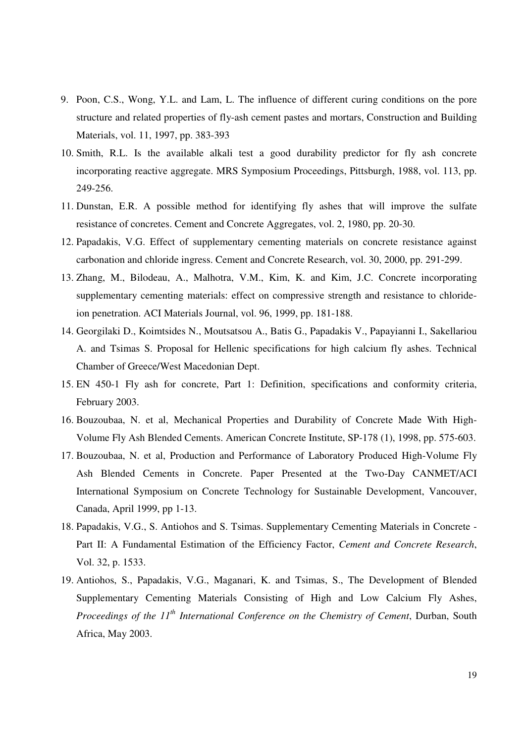9. Poon, C.S., Wong, Y.L. and Lam, L. The influence of different curing conditions on the pore structure and related properties of fly-ash cement pastes and mortars, Construction and Building Materials, vol. 11, 1997, pp. 383-393
10. Smith, R.L. Is the available alkali test a good durability predictor for fly ash concrete incorporating reactive aggregate. MRS Symposium Proceedings, Pittsburgh, 1988, vol. 113, pp. 249-256.
11. Dunstan, E.R. A possible method for identifying fly ashes that will improve the sulfate resistance of concretes. Cement and Concrete Aggregates, vol. 2, 1980, pp. 20-30.
12. Papadakis, V.G. Effect of supplementary cementing materials on concrete resistance against carbonation and chloride ingress. Cement and Concrete Research, vol. 30, 2000, pp. 291-299.
13. Zhang, M., Bilodeau, A., Malhotra, V.M., Kim, K. and Kim, J.C. Concrete incorporating supplementary cementing materials: effect on compressive strength and resistance to chloride-ion penetration. ACI Materials Journal, vol. 96, 1999, pp. 181-188.
14. Georgilaki D., Koimtsides N., Moutsatsou A., Batis G., Papadakis V., Papayianni I., Sakellariou A. and Tsimas S. Proposal for Hellenic specifications for high calcium fly ashes. Technical Chamber of Greece/West Macedonian Dept.
15. EN 450-1 Fly ash for concrete, Part 1: Definition, specifications and conformity criteria, February 2003.
16. Bouzoubaa, N. et al, Mechanical Properties and Durability of Concrete Made With High-Volume Fly Ash Blended Cements. American Concrete Institute, SP-178 (1), 1998, pp. 575-603.
17. Bouzoubaa, N. et al, Production and Performance of Laboratory Produced High-Volume Fly Ash Blended Cements in Concrete. Paper Presented at the Two-Day CANMET/ACI International Symposium on Concrete Technology for Sustainable Development, Vancouver, Canada, April 1999, pp 1-13.
18. Papadakis, V.G., S. Antiohos and S. Tsimas. Supplementary Cementing Materials in Concrete - Part II: A Fundamental Estimation of the Efficiency Factor, *Cement and Concrete Research*, Vol. 32, p. 1533.
19. Antiohos, S., Papadakis, V.G., Maganari, K. and Tsimas, S., The Development of Blended Supplementary Cementing Materials Consisting of High and Low Calcium Fly Ashes, *Proceedings of the 11th International Conference on the Chemistry of Cement*, Durban, South Africa, May 2003.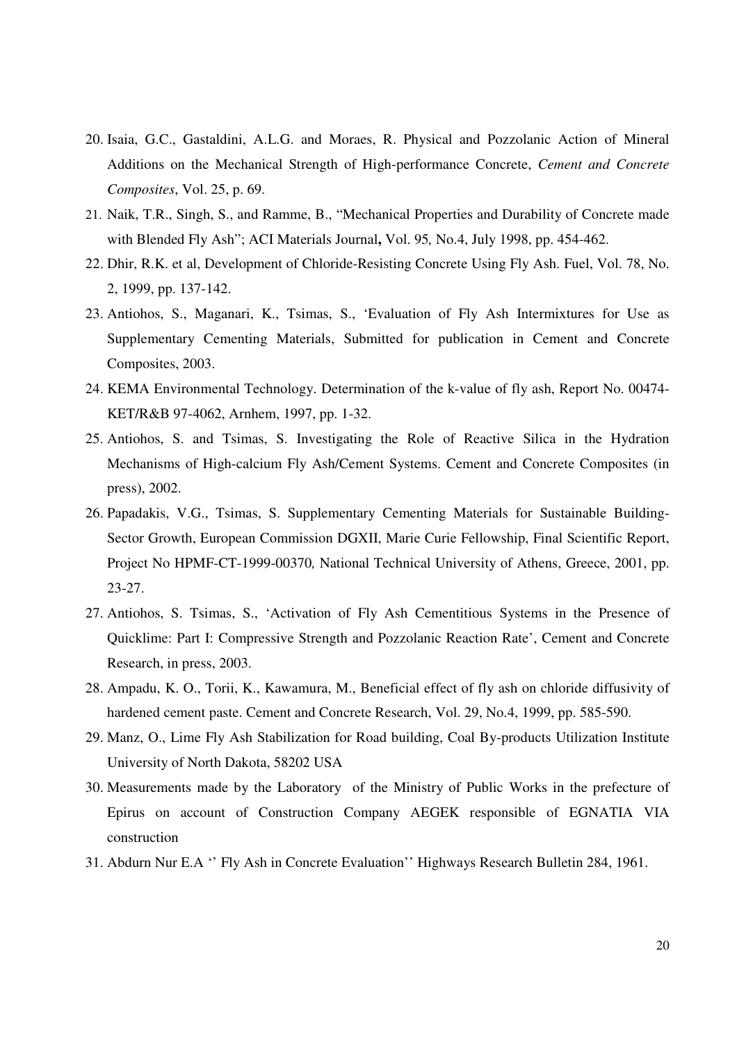20. Isaia, G.C., Gastaldini, A.L.G. and Moraes, R. Physical and Pozzolanic Action of Mineral Additions on the Mechanical Strength of High-performance Concrete, *Cement and Concrete Composites*, Vol. 25, p. 69.
21. Naik, T.R., Singh, S., and Ramme, B., "Mechanical Properties and Durability of Concrete made with Blended Fly Ash"; ACI Materials Journal**,** Vol. 95*,* No.4, July 1998, pp. 454-462.
22. Dhir, R.K. et al, Development of Chloride-Resisting Concrete Using Fly Ash. Fuel, Vol. 78, No. 2, 1999, pp. 137-142.
23. Antiohos, S., Maganari, K., Tsimas, S., 'Evaluation of Fly Ash Intermixtures for Use as Supplementary Cementing Materials, Submitted for publication in Cement and Concrete Composites, 2003.
24. KEMA Environmental Technology. Determination of the k-value of fly ash, Report No. 00474-KET/R&B 97-4062, Arnhem, 1997, pp. 1-32.
25. Antiohos, S. and Tsimas, S. Investigating the Role of Reactive Silica in the Hydration Mechanisms of High-calcium Fly Ash/Cement Systems. Cement and Concrete Composites (in press), 2002.
26. Papadakis, V.G., Tsimas, S. Supplementary Cementing Materials for Sustainable Building-Sector Growth, European Commission DGXII, Marie Curie Fellowship, Final Scientific Report, Project No HPMF-CT-1999-00370*,* National Technical University of Athens, Greece, 2001, pp. 23-27.
27. Antiohos, S. Tsimas, S., 'Activation of Fly Ash Cementitious Systems in the Presence of Quicklime: Part I: Compressive Strength and Pozzolanic Reaction Rate', Cement and Concrete Research, in press, 2003.
28. Ampadu, K. O., Torii, K., Kawamura, M., Beneficial effect of fly ash on chloride diffusivity of hardened cement paste. Cement and Concrete Research, Vol. 29, No.4, 1999, pp. 585-590.
29. Manz, O., Lime Fly Ash Stabilization for Road building, Coal By-products Utilization Institute University of North Dakota, 58202 USA
30. Measurements made by the Laboratory of the Ministry of Public Works in the prefecture of Epirus on account of Construction Company AEGEK responsible of EGNATIA VIA construction
31. Abdurn Nur E.A '' Fly Ash in Concrete Evaluation'' Highways Research Bulletin 284, 1961.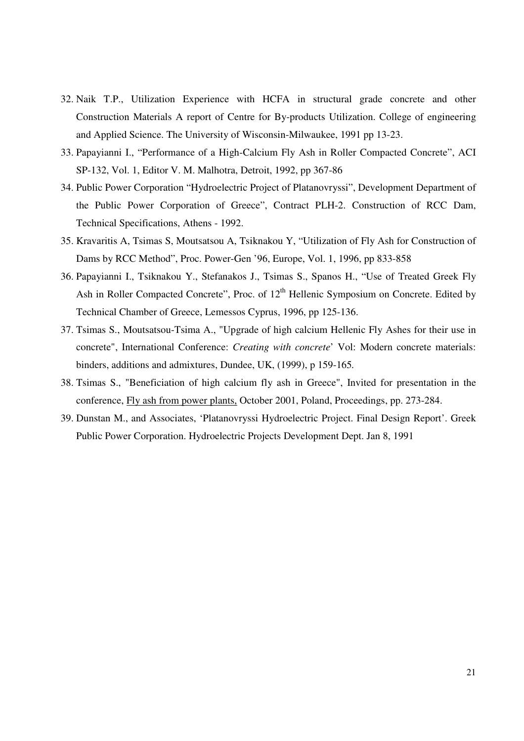32. Naik T.P., Utilization Experience with HCFA in structural grade concrete and other Construction Materials A report of Centre for By-products Utilization. College of engineering and Applied Science. The University of Wisconsin-Milwaukee, 1991 pp 13-23.
33. Papayianni I., "Performance of a High-Calcium Fly Ash in Roller Compacted Concrete", ACI SP-132, Vol. 1, Editor V. M. Malhotra, Detroit, 1992, pp 367-86
34. Public Power Corporation "Hydroelectric Project of Platanovryssi", Development Department of the Public Power Corporation of Greece", Contract PLH-2. Construction of RCC Dam, Technical Specifications, Athens - 1992.
35. Kravaritis A, Tsimas S, Moutsatsou A, Tsiknakou Y, "Utilization of Fly Ash for Construction of Dams by RCC Method", Proc. Power-Gen '96, Europe, Vol. 1, 1996, pp 833-858
36. Papayianni I., Tsiknakou Y., Stefanakos J., Tsimas S., Spanos H., "Use of Treated Greek Fly Ash in Roller Compacted Concrete", Proc. of 12$^{th}$ Hellenic Symposium on Concrete. Edited by Technical Chamber of Greece, Lemessos Cyprus, 1996, pp 125-136.
37. Tsimas S., Moutsatsou-Tsima A., "Upgrade of high calcium Hellenic Fly Ashes for their use in concrete", International Conference: *Creating with concrete*' Vol: Modern concrete materials: binders, additions and admixtures, Dundee, UK, (1999), p 159-165.
38. Tsimas S., "Beneficiation of high calcium fly ash in Greece", Invited for presentation in the conference, Fly ash from power plants, October 2001, Poland, Proceedings, pp. 273-284.
39. Dunstan M., and Associates, 'Platanovryssi Hydroelectric Project. Final Design Report'. Greek Public Power Corporation. Hydroelectric Projects Development Dept. Jan 8, 1991